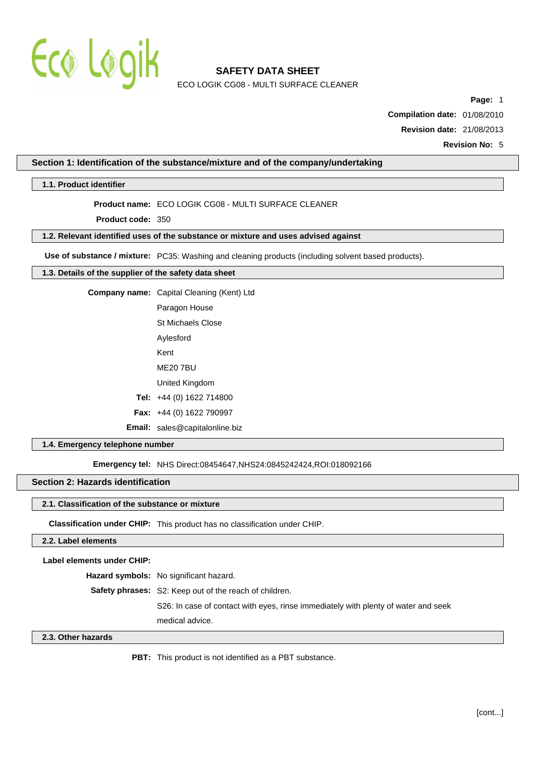# SAFETY DATA SHEET

ECO LOGIK CG08 - MULTI SURFACE CLEANER

**Page:** 1

**Compilation date:** 01/08/2010

**Revision date:** 21/08/2013

**Revision No:** 5

## Section 1: Identification of the substance/mixture and of the company/undertaking

### 1.1. Product identifier

**Product name:** ECO LOGIK CG08 - MULTI SURFACE CLEANER

**Product code:** 350

### 1.2. Relevant identified uses of the substance or mixture and uses advised against

**Use of substance / mixture:** PC35: Washing and cleaning products (including solvent based products).

### 1.3. Details of the supplier of the safety data sheet

**Company name:** Capital Cleaning (Kent) Ltd
Paragon House
St Michaels Close
Aylesford
Kent
ME20 7BU
United Kingdom

**Tel:** +44 (0) 1622 714800

**Fax:** +44 (0) 1622 790997

**Email:** sales@capitalonline.biz

### 1.4. Emergency telephone number

**Emergency tel:** NHS Direct:08454647,NHS24:0845242424,ROI:018092166

## Section 2: Hazards identification

### 2.1. Classification of the substance or mixture

**Classification under CHIP:** This product has no classification under CHIP.

### 2.2. Label elements

**Label elements under CHIP:**

**Hazard symbols:** No significant hazard.

**Safety phrases:** S2: Keep out of the reach of children.
S26: In case of contact with eyes, rinse immediately with plenty of water and seek medical advice.

### 2.3. Other hazards

**PBT:** This product is not identified as a PBT substance.

[cont...]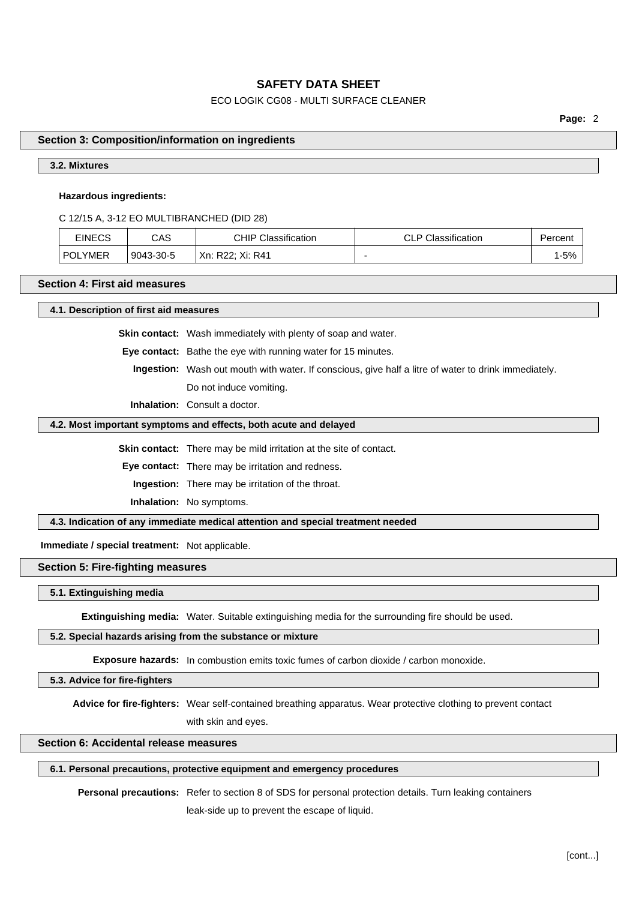## Section 3: Composition/information on ingredients

### 3.2. Mixtures

**Hazardous ingredients:**

C 12/15 A, 3-12 EO MULTIBRANCHED (DID 28)

| EINECS | CAS | CHIP Classification | CLP Classification | Percent |
|---|---|---|---|---|
| POLYMER | 9043-30-5 | Xn: R22; Xi: R41 | - | 1-5% |

## Section 4: First aid measures

### 4.1. Description of first aid measures

**Skin contact:** Wash immediately with plenty of soap and water.

**Eye contact:** Bathe the eye with running water for 15 minutes.

**Ingestion:** Wash out mouth with water. If conscious, give half a litre of water to drink immediately. Do not induce vomiting.

**Inhalation:** Consult a doctor.

### 4.2. Most important symptoms and effects, both acute and delayed

**Skin contact:** There may be mild irritation at the site of contact.

**Eye contact:** There may be irritation and redness.

**Ingestion:** There may be irritation of the throat.

**Inhalation:** No symptoms.

### 4.3. Indication of any immediate medical attention and special treatment needed

**Immediate / special treatment:** Not applicable.

## Section 5: Fire-fighting measures

### 5.1. Extinguishing media

**Extinguishing media:** Water. Suitable extinguishing media for the surrounding fire should be used.

### 5.2. Special hazards arising from the substance or mixture

**Exposure hazards:** In combustion emits toxic fumes of carbon dioxide / carbon monoxide.

### 5.3. Advice for fire-fighters

**Advice for fire-fighters:** Wear self-contained breathing apparatus. Wear protective clothing to prevent contact with skin and eyes.

## Section 6: Accidental release measures

### 6.1. Personal precautions, protective equipment and emergency procedures

**Personal precautions:** Refer to section 8 of SDS for personal protection details. Turn leaking containers leak-side up to prevent the escape of liquid.

[cont...]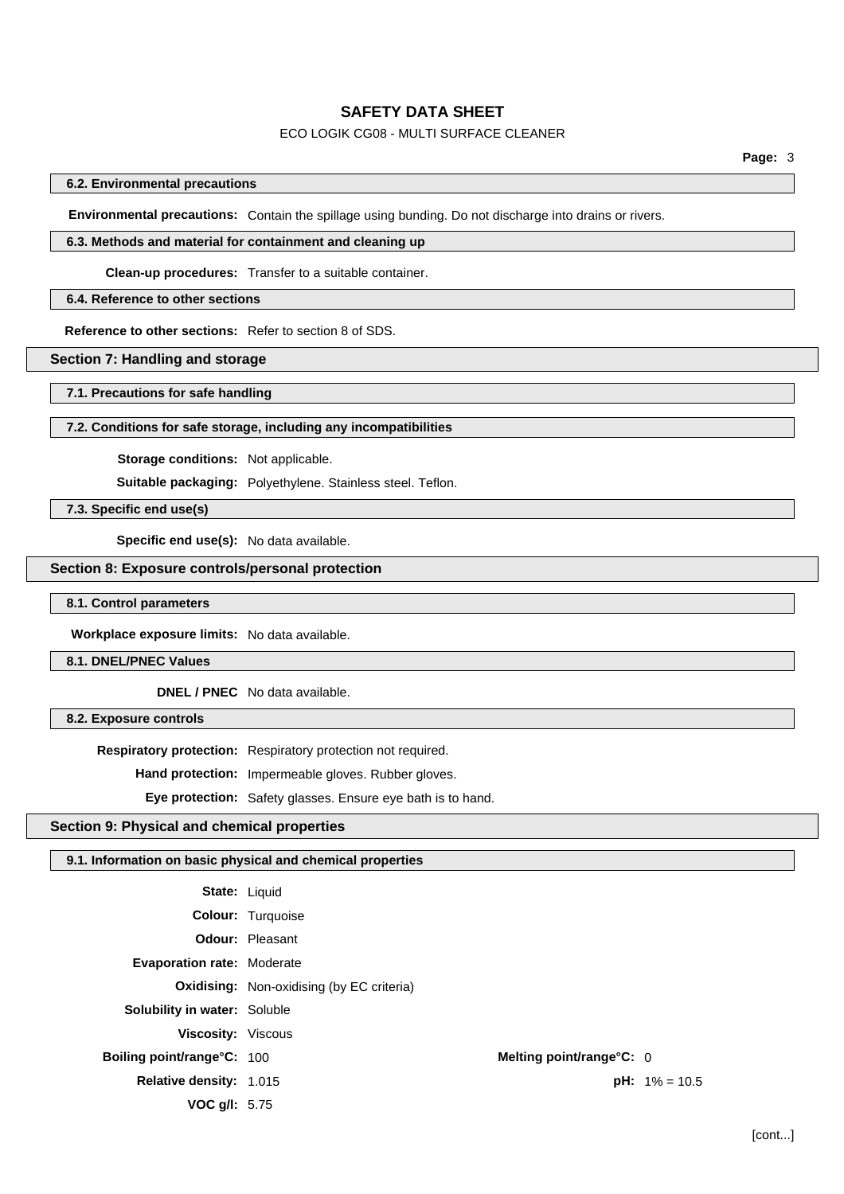### 6.2. Environmental precautions

**Environmental precautions:** Contain the spillage using bunding. Do not discharge into drains or rivers.

### 6.3. Methods and material for containment and cleaning up

**Clean-up procedures:** Transfer to a suitable container.

### 6.4. Reference to other sections

**Reference to other sections:** Refer to section 8 of SDS.

## Section 7: Handling and storage

### 7.1. Precautions for safe handling

### 7.2. Conditions for safe storage, including any incompatibilities

**Storage conditions:** Not applicable.

**Suitable packaging:** Polyethylene. Stainless steel. Teflon.

### 7.3. Specific end use(s)

**Specific end use(s):** No data available.

## Section 8: Exposure controls/personal protection

### 8.1. Control parameters

**Workplace exposure limits:** No data available.

### 8.1. DNEL/PNEC Values

**DNEL / PNEC** No data available.

### 8.2. Exposure controls

**Respiratory protection:** Respiratory protection not required.

**Hand protection:** Impermeable gloves. Rubber gloves.

**Eye protection:** Safety glasses. Ensure eye bath is to hand.

## Section 9: Physical and chemical properties

### 9.1. Information on basic physical and chemical properties

**State:** Liquid

**Colour:** Turquoise

**Odour:** Pleasant

**Evaporation rate:** Moderate

**Oxidising:** Non-oxidising (by EC criteria)

**Solubility in water:** Soluble

**Viscosity:** Viscous

**Boiling point/range°C:** 100

**Melting point/range°C:** 0

**Relative density:** 1.015

**pH:** 1% = 10.5

**VOC g/l:** 5.75

[cont...]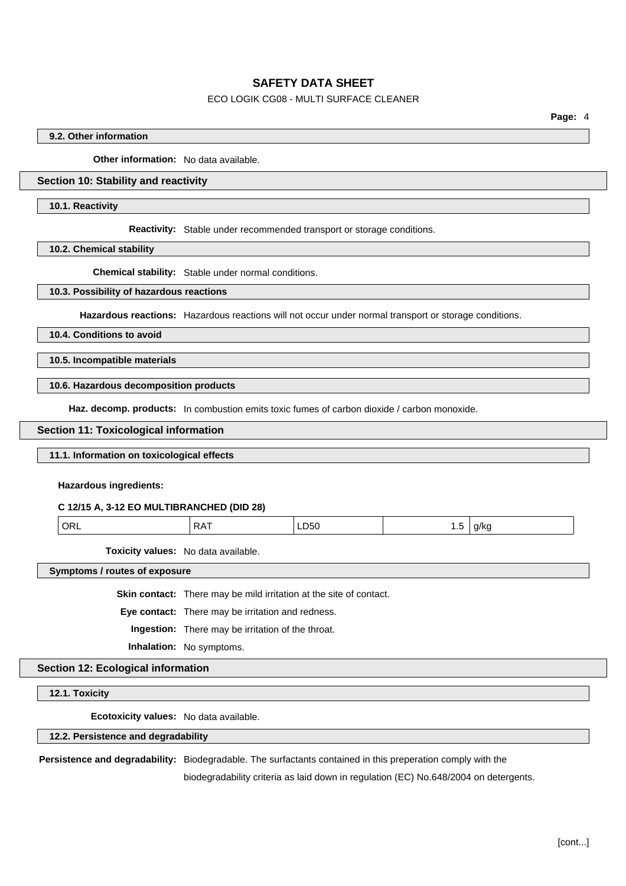### 9.2. Other information

**Other information:** No data available.

## Section 10: Stability and reactivity

### 10.1. Reactivity

**Reactivity:** Stable under recommended transport or storage conditions.

### 10.2. Chemical stability

**Chemical stability:** Stable under normal conditions.

### 10.3. Possibility of hazardous reactions

**Hazardous reactions:** Hazardous reactions will not occur under normal transport or storage conditions.

### 10.4. Conditions to avoid

### 10.5. Incompatible materials

### 10.6. Hazardous decomposition products

**Haz. decomp. products:** In combustion emits toxic fumes of carbon dioxide / carbon monoxide.

## Section 11: Toxicological information

### 11.1. Information on toxicological effects

**Hazardous ingredients:**

**C 12/15 A, 3-12 EO MULTIBRANCHED (DID 28)**

| ORL | RAT | LD50 | 1.5 | g/kg |
|---|---|---|---|---|

**Toxicity values:** No data available.

### Symptoms / routes of exposure

**Skin contact:** There may be mild irritation at the site of contact.

**Eye contact:** There may be irritation and redness.

**Ingestion:** There may be irritation of the throat.

**Inhalation:** No symptoms.

## Section 12: Ecological information

### 12.1. Toxicity

**Ecotoxicity values:** No data available.

### 12.2. Persistence and degradability

**Persistence and degradability:** Biodegradable. The surfactants contained in this preperation comply with the biodegradability criteria as laid down in regulation (EC) No.648/2004 on detergents.

[cont...]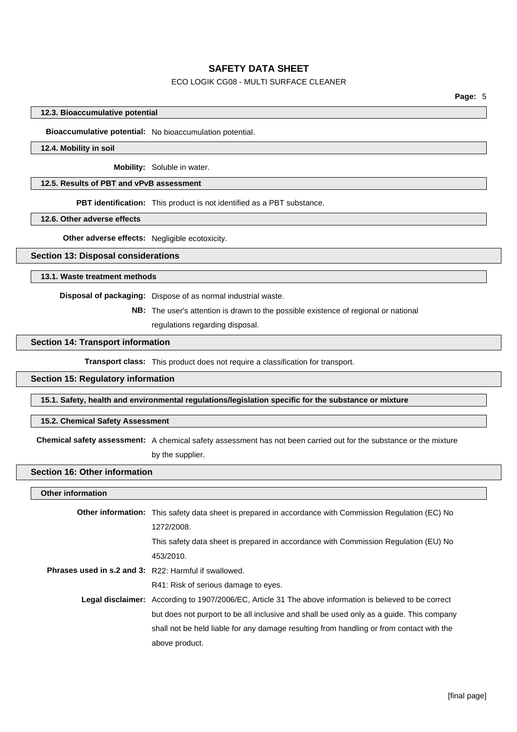#### 12.3. Bioaccumulative potential

**Bioaccumulative potential:** No bioaccumulation potential.

#### 12.4. Mobility in soil

**Mobility:** Soluble in water.

#### 12.5. Results of PBT and vPvB assessment

**PBT identification:** This product is not identified as a PBT substance.

#### 12.6. Other adverse effects

**Other adverse effects:** Negligible ecotoxicity.

## Section 13: Disposal considerations

#### 13.1. Waste treatment methods

**Disposal of packaging:** Dispose of as normal industrial waste.

**NB:** The user's attention is drawn to the possible existence of regional or national regulations regarding disposal.

## Section 14: Transport information

**Transport class:** This product does not require a classification for transport.

## Section 15: Regulatory information

#### 15.1. Safety, health and environmental regulations/legislation specific for the substance or mixture

#### 15.2. Chemical Safety Assessment

**Chemical safety assessment:** A chemical safety assessment has not been carried out for the substance or the mixture by the supplier.

## Section 16: Other information

#### Other information

**Other information:** This safety data sheet is prepared in accordance with Commission Regulation (EC) No 1272/2008.

This safety data sheet is prepared in accordance with Commission Regulation (EU) No 453/2010.

**Phrases used in s.2 and 3:** R22: Harmful if swallowed.

R41: Risk of serious damage to eyes.

**Legal disclaimer:** According to 1907/2006/EC, Article 31 The above information is believed to be correct but does not purport to be all inclusive and shall be used only as a guide. This company shall not be held liable for any damage resulting from handling or from contact with the above product.

[final page]